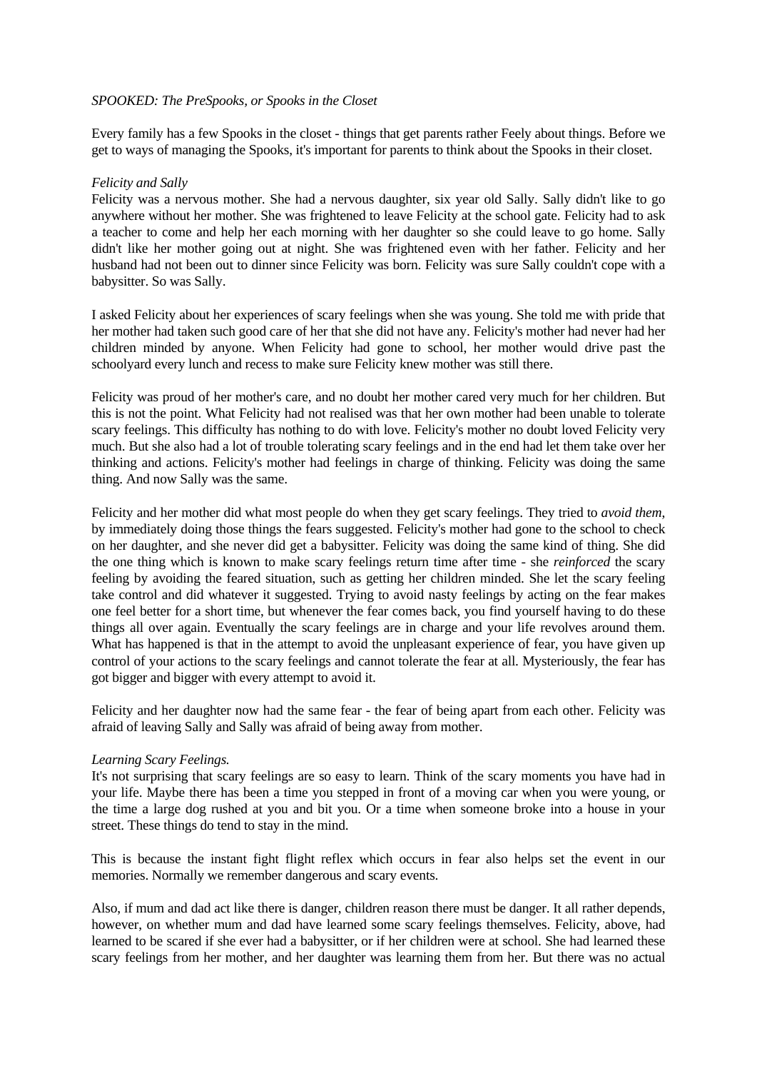*SPOOKED: The PreSpooks, or Spooks in the Closet*

Every family has a few Spooks in the closet - things that get parents rather Feely about things. Before we get to ways of managing the Spooks, it's important for parents to think about the Spooks in their closet.

*Felicity and Sally*

Felicity was a nervous mother. She had a nervous daughter, six year old Sally. Sally didn't like to go anywhere without her mother. She was frightened to leave Felicity at the school gate. Felicity had to ask a teacher to come and help her each morning with her daughter so she could leave to go home. Sally didn't like her mother going out at night. She was frightened even with her father. Felicity and her husband had not been out to dinner since Felicity was born. Felicity was sure Sally couldn't cope with a babysitter. So was Sally.

I asked Felicity about her experiences of scary feelings when she was young. She told me with pride that her mother had taken such good care of her that she did not have any. Felicity's mother had never had her children minded by anyone. When Felicity had gone to school, her mother would drive past the schoolyard every lunch and recess to make sure Felicity knew mother was still there.

Felicity was proud of her mother's care, and no doubt her mother cared very much for her children. But this is not the point. What Felicity had not realised was that her own mother had been unable to tolerate scary feelings. This difficulty has nothing to do with love. Felicity's mother no doubt loved Felicity very much. But she also had a lot of trouble tolerating scary feelings and in the end had let them take over her thinking and actions. Felicity's mother had feelings in charge of thinking. Felicity was doing the same thing. And now Sally was the same.

Felicity and her mother did what most people do when they get scary feelings. They tried to *avoid them*, by immediately doing those things the fears suggested. Felicity's mother had gone to the school to check on her daughter, and she never did get a babysitter. Felicity was doing the same kind of thing. She did the one thing which is known to make scary feelings return time after time - she *reinforced* the scary feeling by avoiding the feared situation, such as getting her children minded. She let the scary feeling take control and did whatever it suggested. Trying to avoid nasty feelings by acting on the fear makes one feel better for a short time, but whenever the fear comes back, you find yourself having to do these things all over again. Eventually the scary feelings are in charge and your life revolves around them. What has happened is that in the attempt to avoid the unpleasant experience of fear, you have given up control of your actions to the scary feelings and cannot tolerate the fear at all. Mysteriously, the fear has got bigger and bigger with every attempt to avoid it.

Felicity and her daughter now had the same fear - the fear of being apart from each other. Felicity was afraid of leaving Sally and Sally was afraid of being away from mother.

*Learning Scary Feelings.*

It's not surprising that scary feelings are so easy to learn. Think of the scary moments you have had in your life. Maybe there has been a time you stepped in front of a moving car when you were young, or the time a large dog rushed at you and bit you. Or a time when someone broke into a house in your street. These things do tend to stay in the mind.

This is because the instant fight flight reflex which occurs in fear also helps set the event in our memories. Normally we remember dangerous and scary events.

Also, if mum and dad act like there is danger, children reason there must be danger. It all rather depends, however, on whether mum and dad have learned some scary feelings themselves. Felicity, above, had learned to be scared if she ever had a babysitter, or if her children were at school. She had learned these scary feelings from her mother, and her daughter was learning them from her. But there was no actual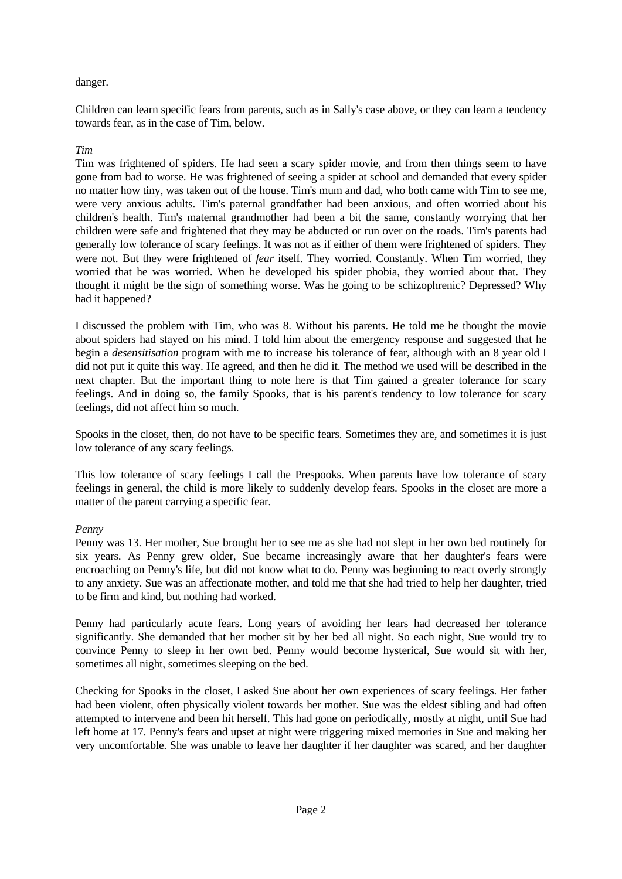danger.

Children can learn specific fears from parents, such as in Sally's case above, or they can learn a tendency towards fear, as in the case of Tim, below.

*Tim*

Tim was frightened of spiders. He had seen a scary spider movie, and from then things seem to have gone from bad to worse. He was frightened of seeing a spider at school and demanded that every spider no matter how tiny, was taken out of the house. Tim's mum and dad, who both came with Tim to see me, were very anxious adults. Tim's paternal grandfather had been anxious, and often worried about his children's health. Tim's maternal grandmother had been a bit the same, constantly worrying that her children were safe and frightened that they may be abducted or run over on the roads. Tim's parents had generally low tolerance of scary feelings. It was not as if either of them were frightened of spiders. They were not. But they were frightened of *fear* itself. They worried. Constantly. When Tim worried, they worried that he was worried. When he developed his spider phobia, they worried about that. They thought it might be the sign of something worse. Was he going to be schizophrenic? Depressed? Why had it happened?

I discussed the problem with Tim, who was 8. Without his parents. He told me he thought the movie about spiders had stayed on his mind. I told him about the emergency response and suggested that he begin a *desensitisation* program with me to increase his tolerance of fear, although with an 8 year old I did not put it quite this way. He agreed, and then he did it. The method we used will be described in the next chapter. But the important thing to note here is that Tim gained a greater tolerance for scary feelings. And in doing so, the family Spooks, that is his parent's tendency to low tolerance for scary feelings, did not affect him so much.

Spooks in the closet, then, do not have to be specific fears. Sometimes they are, and sometimes it is just low tolerance of any scary feelings.

This low tolerance of scary feelings I call the Prespooks. When parents have low tolerance of scary feelings in general, the child is more likely to suddenly develop fears. Spooks in the closet are more a matter of the parent carrying a specific fear.

*Penny*

Penny was 13. Her mother, Sue brought her to see me as she had not slept in her own bed routinely for six years. As Penny grew older, Sue became increasingly aware that her daughter's fears were encroaching on Penny's life, but did not know what to do. Penny was beginning to react overly strongly to any anxiety. Sue was an affectionate mother, and told me that she had tried to help her daughter, tried to be firm and kind, but nothing had worked.

Penny had particularly acute fears. Long years of avoiding her fears had decreased her tolerance significantly. She demanded that her mother sit by her bed all night. So each night, Sue would try to convince Penny to sleep in her own bed. Penny would become hysterical, Sue would sit with her, sometimes all night, sometimes sleeping on the bed.

Checking for Spooks in the closet, I asked Sue about her own experiences of scary feelings. Her father had been violent, often physically violent towards her mother. Sue was the eldest sibling and had often attempted to intervene and been hit herself. This had gone on periodically, mostly at night, until Sue had left home at 17. Penny's fears and upset at night were triggering mixed memories in Sue and making her very uncomfortable. She was unable to leave her daughter if her daughter was scared, and her daughter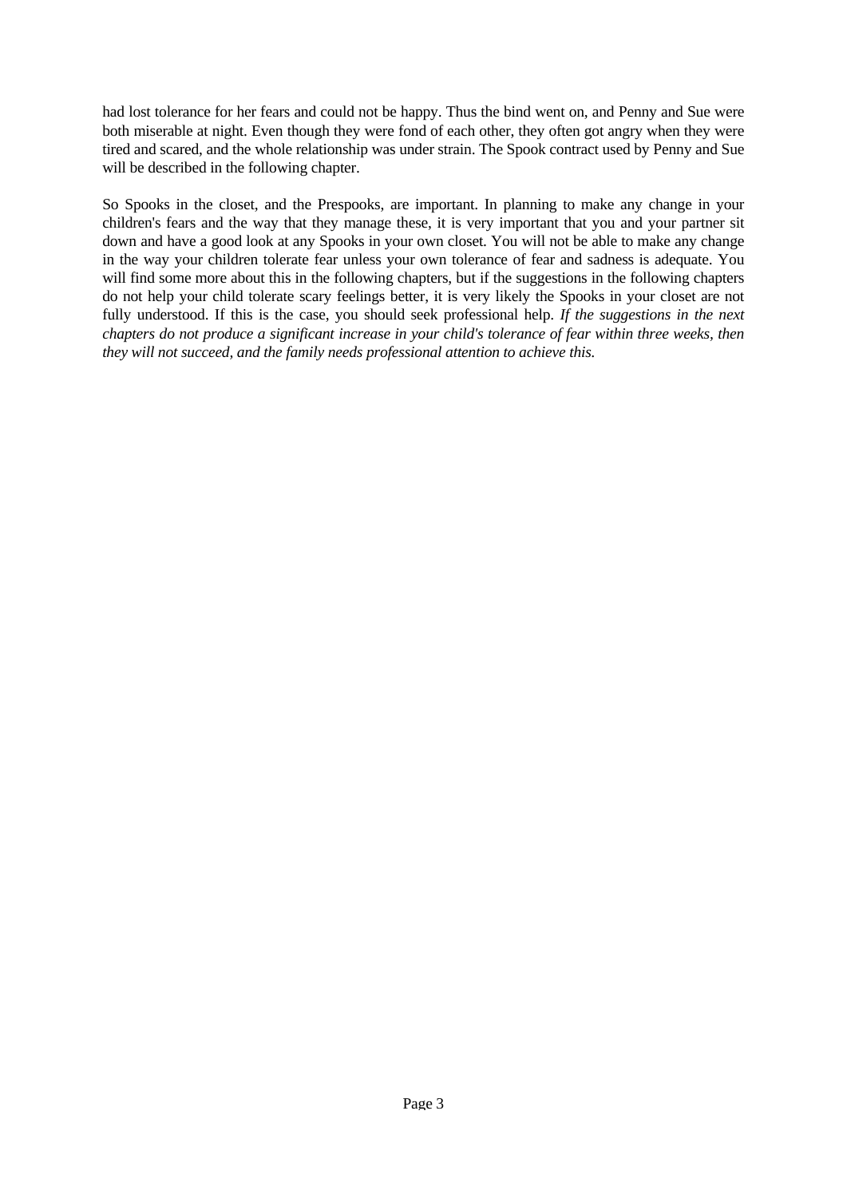had lost tolerance for her fears and could not be happy. Thus the bind went on, and Penny and Sue were both miserable at night. Even though they were fond of each other, they often got angry when they were tired and scared, and the whole relationship was under strain. The Spook contract used by Penny and Sue will be described in the following chapter.

So Spooks in the closet, and the Prespooks, are important. In planning to make any change in your children's fears and the way that they manage these, it is very important that you and your partner sit down and have a good look at any Spooks in your own closet. You will not be able to make any change in the way your children tolerate fear unless your own tolerance of fear and sadness is adequate. You will find some more about this in the following chapters, but if the suggestions in the following chapters do not help your child tolerate scary feelings better, it is very likely the Spooks in your closet are not fully understood. If this is the case, you should seek professional help. *If the suggestions in the next chapters do not produce a significant increase in your child's tolerance of fear within three weeks, then they will not succeed, and the family needs professional attention to achieve this.*